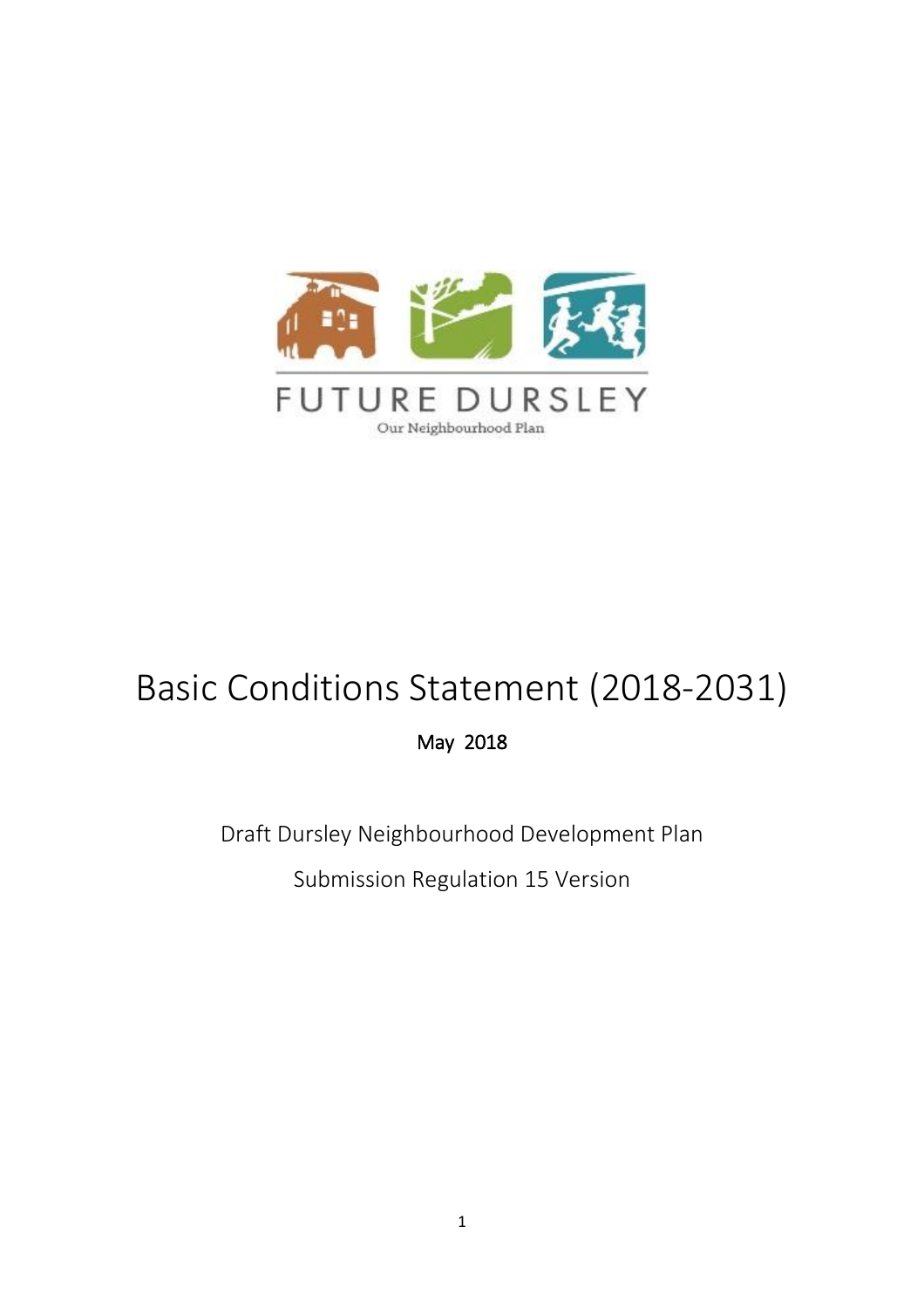FUTURE DURSLEY

Our Neighbourhood Plan

# Basic Conditions Statement (2018-2031)

May 2018

Draft Dursley Neighbourhood Development Plan

Submission Regulation 15 Version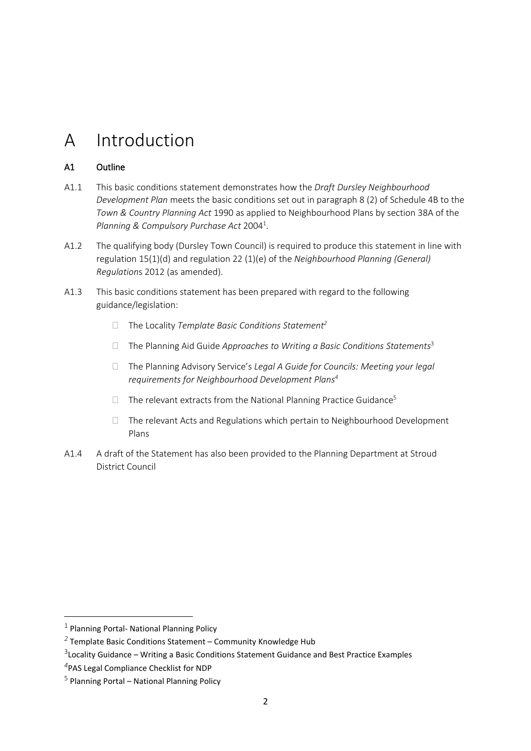# A Introduction

## A1 Outline

A1.1 This basic conditions statement demonstrates how the *Draft Dursley Neighbourhood Development Plan* meets the basic conditions set out in paragraph 8 (2) of Schedule 4B to the *Town & Country Planning Act* 1990 as applied to Neighbourhood Plans by section 38A of the *Planning & Compulsory Purchase Act* 2004[1].

A1.2 The qualifying body (Dursley Town Council) is required to produce this statement in line with regulation 15(1)(d) and regulation 22 (1)(e) of the *Neighbourhood Planning (General) Regulation*s 2012 (as amended).

A1.3 This basic conditions statement has been prepared with regard to the following guidance/legislation:

- The Locality *Template Basic Conditions Statement*[2]
- The Planning Aid Guide *Approaches to Writing a Basic Conditions Statements*[3]
- The Planning Advisory Service's *Legal A Guide for Councils: Meeting your legal requirements for Neighbourhood Development Plans*[4]
- The relevant extracts from the National Planning Practice Guidance[5]
- The relevant Acts and Regulations which pertain to Neighbourhood Development Plans

A1.4 A draft of the Statement has also been provided to the Planning Department at Stroud District Council

---

[1] Planning Portal- National Planning Policy

[2] Template Basic Conditions Statement – Community Knowledge Hub

[3] Locality Guidance – Writing a Basic Conditions Statement Guidance and Best Practice Examples

[4] PAS Legal Compliance Checklist for NDP

[5] Planning Portal – National Planning Policy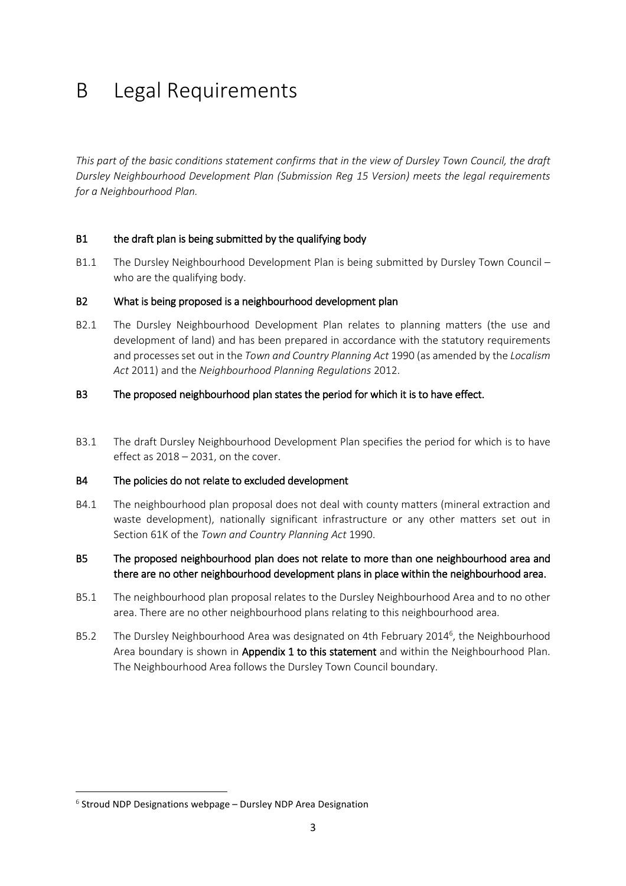# B Legal Requirements

*This part of the basic conditions statement confirms that in the view of Dursley Town Council, the draft Dursley Neighbourhood Development Plan (Submission Reg 15 Version) meets the legal requirements for a Neighbourhood Plan.*

### B1 the draft plan is being submitted by the qualifying body

B1.1 The Dursley Neighbourhood Development Plan is being submitted by Dursley Town Council – who are the qualifying body.

### B2 What is being proposed is a neighbourhood development plan

B2.1 The Dursley Neighbourhood Development Plan relates to planning matters (the use and development of land) and has been prepared in accordance with the statutory requirements and processes set out in the *Town and Country Planning Act* 1990 (as amended by the *Localism Act* 2011) and the *Neighbourhood Planning Regulations* 2012.

### B3 The proposed neighbourhood plan states the period for which it is to have effect.

B3.1 The draft Dursley Neighbourhood Development Plan specifies the period for which is to have effect as 2018 – 2031, on the cover.

### B4 The policies do not relate to excluded development

B4.1 The neighbourhood plan proposal does not deal with county matters (mineral extraction and waste development), nationally significant infrastructure or any other matters set out in Section 61K of the *Town and Country Planning Act* 1990.

### B5 The proposed neighbourhood plan does not relate to more than one neighbourhood area and there are no other neighbourhood development plans in place within the neighbourhood area.

B5.1 The neighbourhood plan proposal relates to the Dursley Neighbourhood Area and to no other area. There are no other neighbourhood plans relating to this neighbourhood area.

B5.2 The Dursley Neighbourhood Area was designated on 4th February 2014[6], the Neighbourhood Area boundary is shown in **Appendix 1 to this statement** and within the Neighbourhood Plan. The Neighbourhood Area follows the Dursley Town Council boundary.

---

[6] Stroud NDP Designations webpage – Dursley NDP Area Designation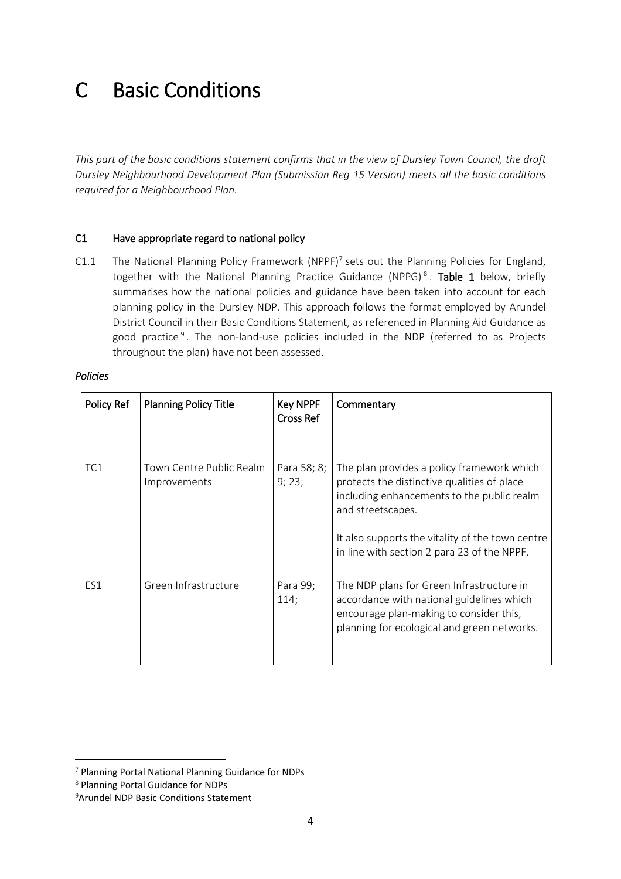# C Basic Conditions

*This part of the basic conditions statement confirms that in the view of Dursley Town Council, the draft Dursley Neighbourhood Development Plan (Submission Reg 15 Version) meets all the basic conditions required for a Neighbourhood Plan.*

## C1 Have appropriate regard to national policy

C1.1 The National Planning Policy Framework (NPPF)[7] sets out the Planning Policies for England, together with the National Planning Practice Guidance (NPPG)[8]. **Table 1** below, briefly summarises how the national policies and guidance have been taken into account for each planning policy in the Dursley NDP. This approach follows the format employed by Arundel District Council in their Basic Conditions Statement, as referenced in Planning Aid Guidance as good practice[9]. The non-land-use policies included in the NDP (referred to as Projects throughout the plan) have not been assessed.

***Policies***

| Policy Ref | Planning Policy Title | Key NPPF Cross Ref | Commentary |
|---|---|---|---|
| TC1 | Town Centre Public Realm Improvements | Para 58; 8; 9; 23; | The plan provides a policy framework which protects the distinctive qualities of place including enhancements to the public realm and streetscapes.<br><br>It also supports the vitality of the town centre in line with section 2 para 23 of the NPPF. |
| ES1 | Green Infrastructure | Para 99; 114; | The NDP plans for Green Infrastructure in accordance with national guidelines which encourage plan-making to consider this, planning for ecological and green networks. |

[7] Planning Portal National Planning Guidance for NDPs

[8] Planning Portal Guidance for NDPs

[9] Arundel NDP Basic Conditions Statement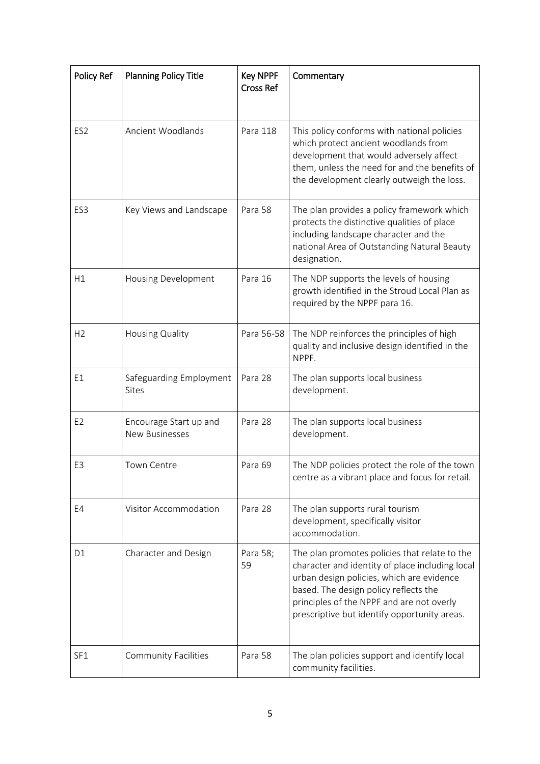| Policy Ref | Planning Policy Title | Key NPPF Cross Ref | Commentary |
|---|---|---|---|
| ES2 | Ancient Woodlands | Para 118 | This policy conforms with national policies which protect ancient woodlands from development that would adversely affect them, unless the need for and the benefits of the development clearly outweigh the loss. |
| ES3 | Key Views and Landscape | Para 58 | The plan provides a policy framework which protects the distinctive qualities of place including landscape character and the national Area of Outstanding Natural Beauty designation. |
| H1 | Housing Development | Para 16 | The NDP supports the levels of housing growth identified in the Stroud Local Plan as required by the NPPF para 16. |
| H2 | Housing Quality | Para 56-58 | The NDP reinforces the principles of high quality and inclusive design identified in the NPPF. |
| E1 | Safeguarding Employment Sites | Para 28 | The plan supports local business development. |
| E2 | Encourage Start up and New Businesses | Para 28 | The plan supports local business development. |
| E3 | Town Centre | Para 69 | The NDP policies protect the role of the town centre as a vibrant place and focus for retail. |
| E4 | Visitor Accommodation | Para 28 | The plan supports rural tourism development, specifically visitor accommodation. |
| D1 | Character and Design | Para 58; 59 | The plan promotes policies that relate to the character and identity of place including local urban design policies, which are evidence based. The design policy reflects the principles of the NPPF and are not overly prescriptive but identify opportunity areas. |
| SF1 | Community Facilities | Para 58 | The plan policies support and identify local community facilities. |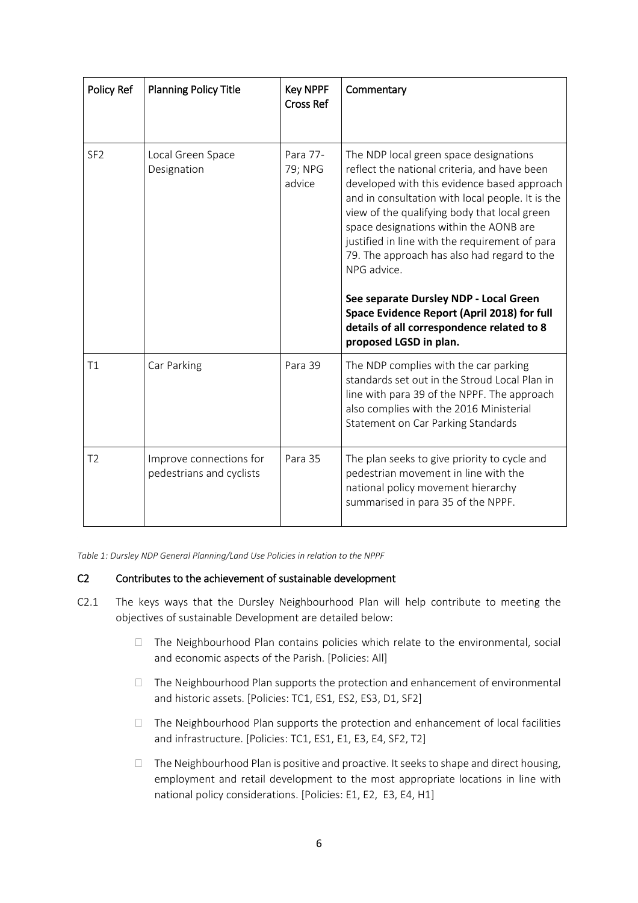| Policy Ref | Planning Policy Title | Key NPPF Cross Ref | Commentary |
|---|---|---|---|
| SF2 | Local Green Space Designation | Para 77-79; NPG advice | The NDP local green space designations reflect the national criteria, and have been developed with this evidence based approach and in consultation with local people. It is the view of the qualifying body that local green space designations within the AONB are justified in line with the requirement of para 79. The approach has also had regard to the NPG advice.<br><br>**See separate Dursley NDP - Local Green Space Evidence Report (April 2018) for full details of all correspondence related to 8 proposed LGSD in plan.** |
| T1 | Car Parking | Para 39 | The NDP complies with the car parking standards set out in the Stroud Local Plan in line with para 39 of the NPPF. The approach also complies with the 2016 Ministerial Statement on Car Parking Standards |
| T2 | Improve connections for pedestrians and cyclists | Para 35 | The plan seeks to give priority to cycle and pedestrian movement in line with the national policy movement hierarchy summarised in para 35 of the NPPF. |

*Table 1: Dursley NDP General Planning/Land Use Policies in relation to the NPPF*

## C2 Contributes to the achievement of sustainable development

C2.1 The keys ways that the Dursley Neighbourhood Plan will help contribute to meeting the objectives of sustainable Development are detailed below:

- The Neighbourhood Plan contains policies which relate to the environmental, social and economic aspects of the Parish. [Policies: All]
- The Neighbourhood Plan supports the protection and enhancement of environmental and historic assets. [Policies: TC1, ES1, ES2, ES3, D1, SF2]
- The Neighbourhood Plan supports the protection and enhancement of local facilities and infrastructure. [Policies: TC1, ES1, E1, E3, E4, SF2, T2]
- The Neighbourhood Plan is positive and proactive. It seeks to shape and direct housing, employment and retail development to the most appropriate locations in line with national policy considerations. [Policies: E1, E2, E3, E4, H1]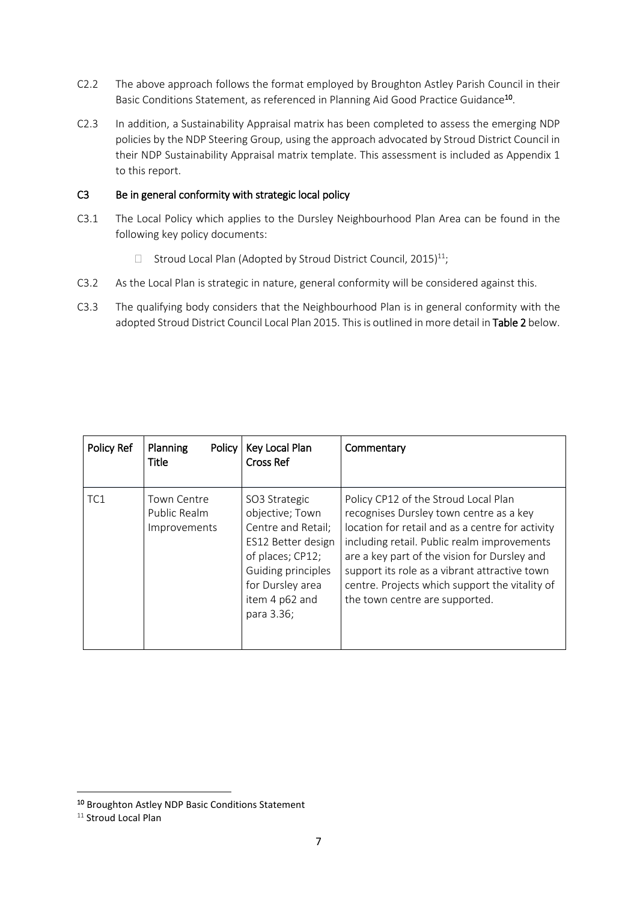C2.2 The above approach follows the format employed by Broughton Astley Parish Council in their Basic Conditions Statement, as referenced in Planning Aid Good Practice Guidance[10].

C2.3 In addition, a Sustainability Appraisal matrix has been completed to assess the emerging NDP policies by the NDP Steering Group, using the approach advocated by Stroud District Council in their NDP Sustainability Appraisal matrix template. This assessment is included as Appendix 1 to this report.

### C3 Be in general conformity with strategic local policy

C3.1 The Local Policy which applies to the Dursley Neighbourhood Plan Area can be found in the following key policy documents:

- Stroud Local Plan (Adopted by Stroud District Council, 2015)[11];

C3.2 As the Local Plan is strategic in nature, general conformity will be considered against this.

C3.3 The qualifying body considers that the Neighbourhood Plan is in general conformity with the adopted Stroud District Council Local Plan 2015. This is outlined in more detail in **Table 2** below.

| Policy Ref | Planning Policy Title | Key Local Plan Cross Ref | Commentary |
|---|---|---|---|
| TC1 | Town Centre Public Realm Improvements | SO3 Strategic objective; Town Centre and Retail; ES12 Better design of places; CP12; Guiding principles for Dursley area item 4 p62 and para 3.36; | Policy CP12 of the Stroud Local Plan recognises Dursley town centre as a key location for retail and as a centre for activity including retail. Public realm improvements are a key part of the vision for Dursley and support its role as a vibrant attractive town centre. Projects which support the vitality of the town centre are supported. |

[10] Broughton Astley NDP Basic Conditions Statement

[11] Stroud Local Plan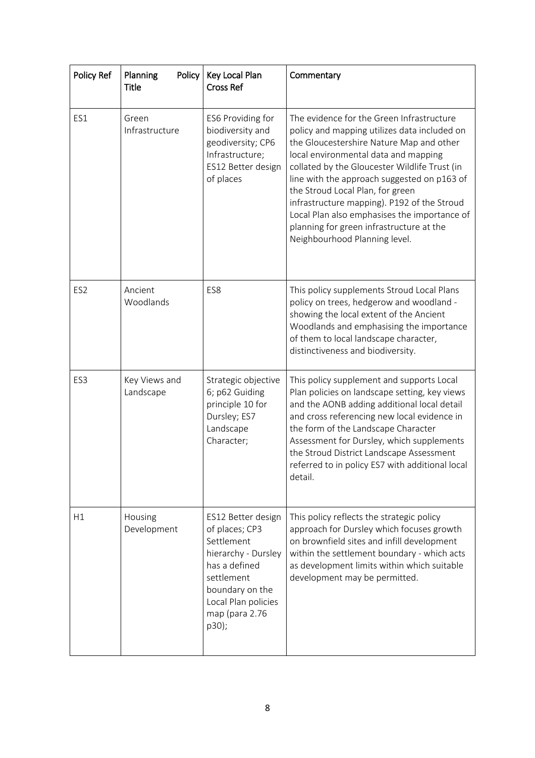| Policy Ref | Planning Policy Title | Key Local Plan Cross Ref | Commentary |
|---|---|---|---|
| ES1 | Green Infrastructure | ES6 Providing for biodiversity and geodiversity; CP6 Infrastructure; ES12 Better design of places | The evidence for the Green Infrastructure policy and mapping utilizes data included on the Gloucestershire Nature Map and other local environmental data and mapping collated by the Gloucester Wildlife Trust (in line with the approach suggested on p163 of the Stroud Local Plan, for green infrastructure mapping). P192 of the Stroud Local Plan also emphasises the importance of planning for green infrastructure at the Neighbourhood Planning level. |
| ES2 | Ancient Woodlands | ES8 | This policy supplements Stroud Local Plans policy on trees, hedgerow and woodland - showing the local extent of the Ancient Woodlands and emphasising the importance of them to local landscape character, distinctiveness and biodiversity. |
| ES3 | Key Views and Landscape | Strategic objective 6; p62 Guiding principle 10 for Dursley; ES7 Landscape Character; | This policy supplement and supports Local Plan policies on landscape setting, key views and the AONB adding additional local detail and cross referencing new local evidence in the form of the Landscape Character Assessment for Dursley, which supplements the Stroud District Landscape Assessment referred to in policy ES7 with additional local detail. |
| H1 | Housing Development | ES12 Better design of places; CP3 Settlement hierarchy - Dursley has a defined settlement boundary on the Local Plan policies map (para 2.76 p30); | This policy reflects the strategic policy approach for Dursley which focuses growth on brownfield sites and infill development within the settlement boundary - which acts as development limits within which suitable development may be permitted. |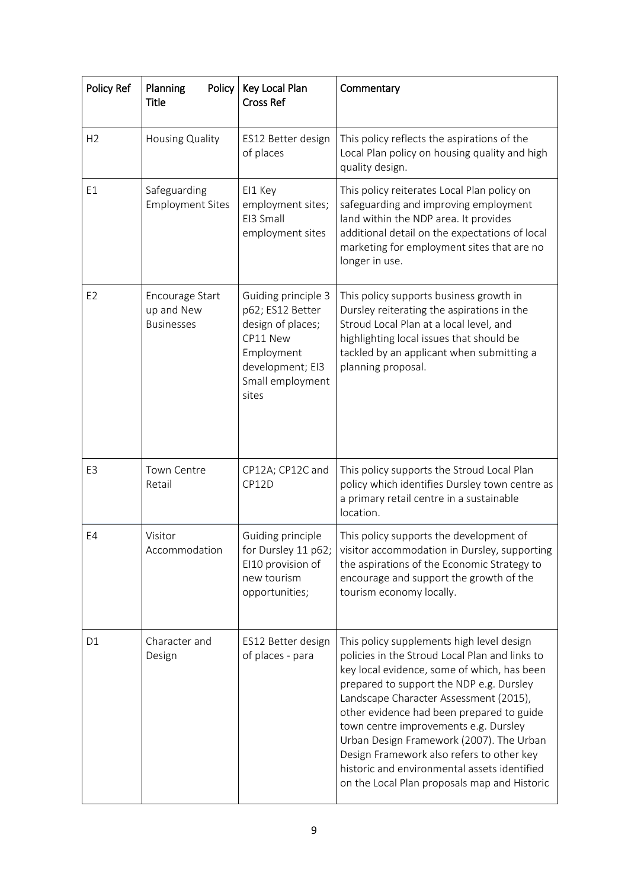| Policy Ref | Planning Policy Title | Key Local Plan Cross Ref | Commentary |
|---|---|---|---|
| H2 | Housing Quality | ES12 Better design of places | This policy reflects the aspirations of the Local Plan policy on housing quality and high quality design. |
| E1 | Safeguarding Employment Sites | EI1 Key employment sites; EI3 Small employment sites | This policy reiterates Local Plan policy on safeguarding and improving employment land within the NDP area. It provides additional detail on the expectations of local marketing for employment sites that are no longer in use. |
| E2 | Encourage Start up and New Businesses | Guiding principle 3 p62; ES12 Better design of places; CP11 New Employment development; EI3 Small employment sites | This policy supports business growth in Dursley reiterating the aspirations in the Stroud Local Plan at a local level, and highlighting local issues that should be tackled by an applicant when submitting a planning proposal. |
| E3 | Town Centre Retail | CP12A; CP12C and CP12D | This policy supports the Stroud Local Plan policy which identifies Dursley town centre as a primary retail centre in a sustainable location. |
| E4 | Visitor Accommodation | Guiding principle for Dursley 11 p62; EI10 provision of new tourism opportunities; | This policy supports the development of visitor accommodation in Dursley, supporting the aspirations of the Economic Strategy to encourage and support the growth of the tourism economy locally. |
| D1 | Character and Design | ES12 Better design of places - para | This policy supplements high level design policies in the Stroud Local Plan and links to key local evidence, some of which, has been prepared to support the NDP e.g. Dursley Landscape Character Assessment (2015), other evidence had been prepared to guide town centre improvements e.g. Dursley Urban Design Framework (2007). The Urban Design Framework also refers to other key historic and environmental assets identified on the Local Plan proposals map and Historic |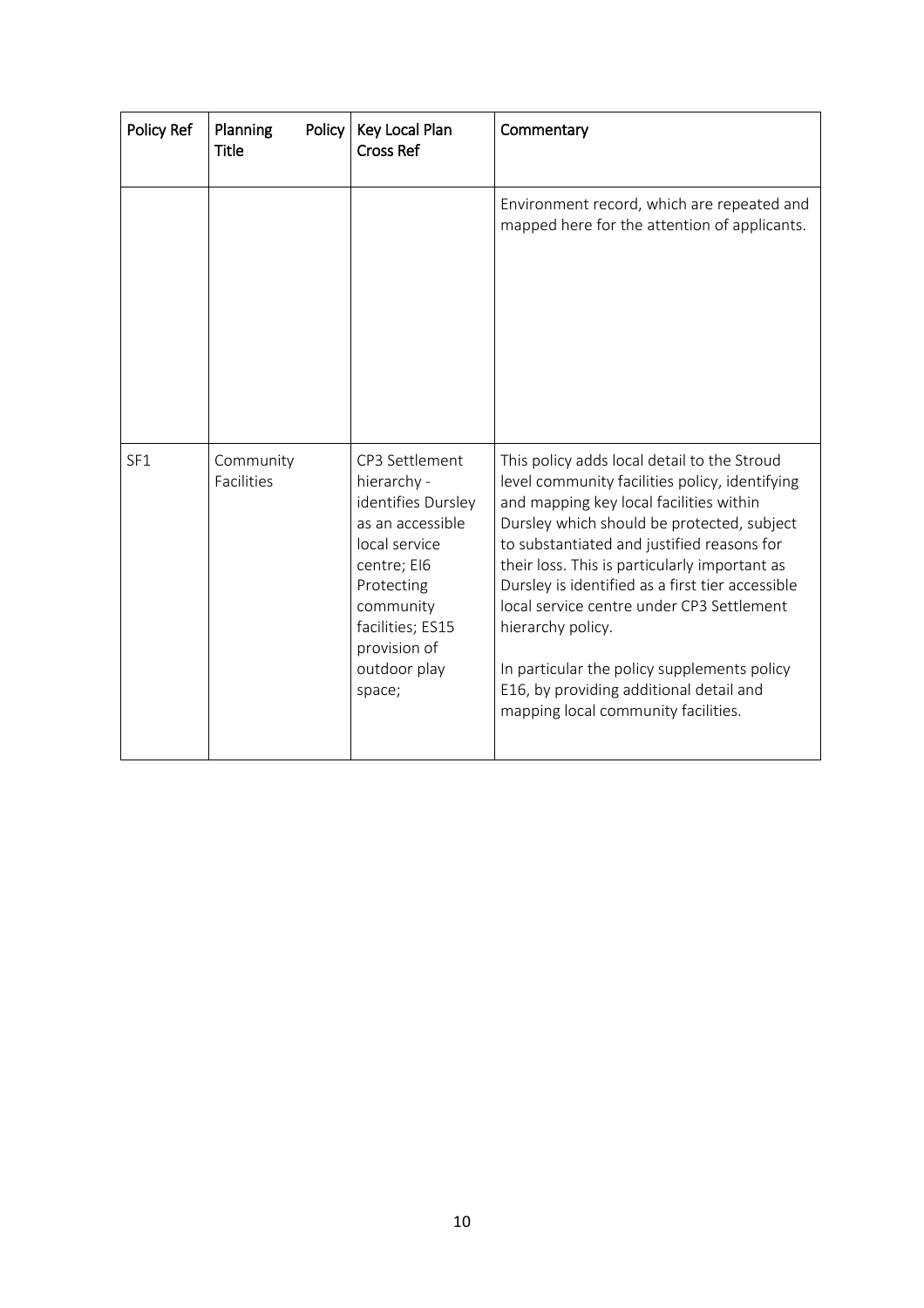| Policy Ref | Planning Policy Title | Key Local Plan Cross Ref | Commentary |
|---|---|---|---|
| | | | Environment record, which are repeated and mapped here for the attention of applicants. |
| SF1 | Community Facilities | CP3 Settlement hierarchy - identifies Dursley as an accessible local service centre; EI6 Protecting community facilities; ES15 provision of outdoor play space; | This policy adds local detail to the Stroud level community facilities policy, identifying and mapping key local facilities within Dursley which should be protected, subject to substantiated and justified reasons for their loss. This is particularly important as Dursley is identified as a first tier accessible local service centre under CP3 Settlement hierarchy policy.<br><br>In particular the policy supplements policy E16, by providing additional detail and mapping local community facilities. |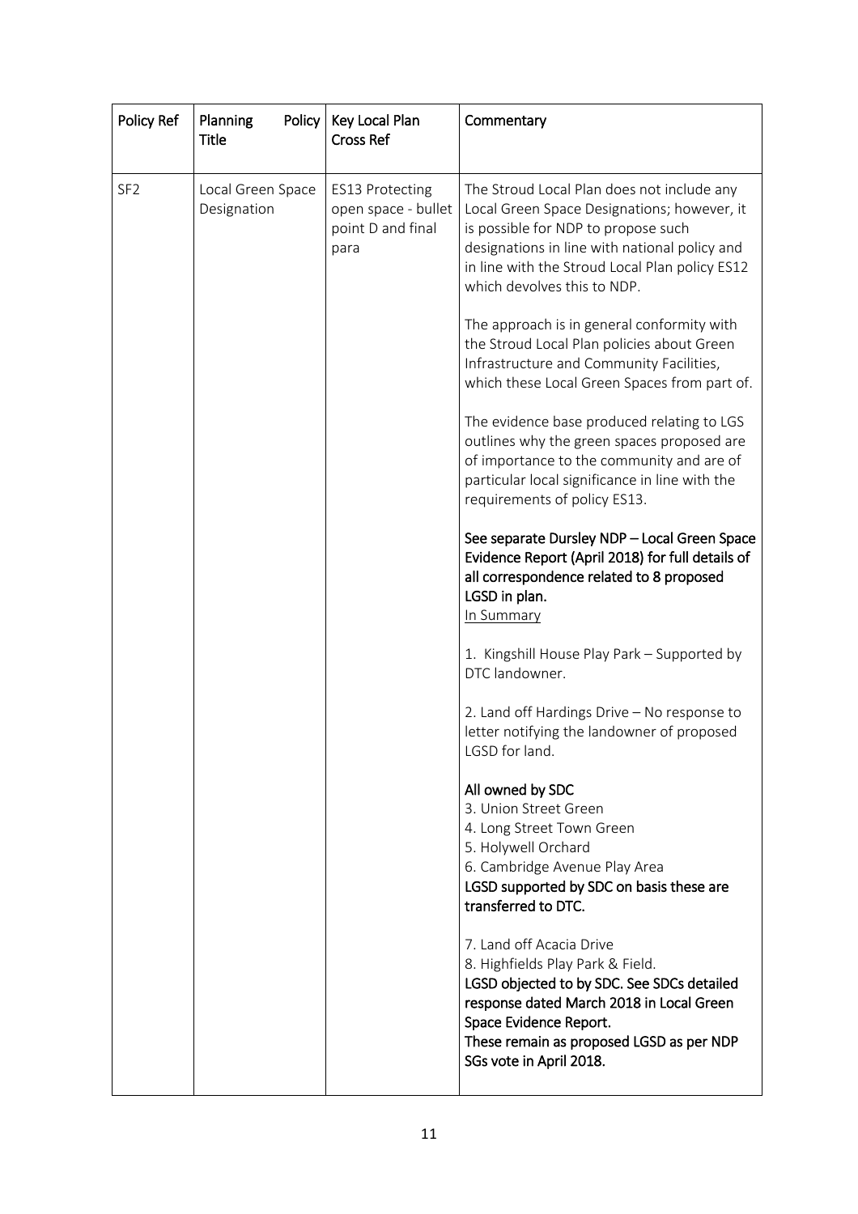| Policy Ref | Planning Policy Title | Key Local Plan Cross Ref | Commentary |
|---|---|---|---|
| SF2 | Local Green Space Designation | ES13 Protecting open space - bullet point D and final para | The Stroud Local Plan does not include any Local Green Space Designations; however, it is possible for NDP to propose such designations in line with national policy and in line with the Stroud Local Plan policy ES12 which devolves this to NDP.<br><br>The approach is in general conformity with the Stroud Local Plan policies about Green Infrastructure and Community Facilities, which these Local Green Spaces from part of.<br><br>The evidence base produced relating to LGS outlines why the green spaces proposed are of importance to the community and are of particular local significance in line with the requirements of policy ES13.<br><br>**See separate Dursley NDP – Local Green Space Evidence Report (April 2018) for full details of all correspondence related to 8 proposed LGSD in plan.**<br>In Summary<br><br>1. Kingshill House Play Park – Supported by DTC landowner.<br><br>2. Land off Hardings Drive – No response to letter notifying the landowner of proposed LGSD for land.<br><br>**All owned by SDC**<br>3. Union Street Green<br>4. Long Street Town Green<br>5. Holywell Orchard<br>6. Cambridge Avenue Play Area<br>**LGSD supported by SDC on basis these are transferred to DTC.**<br><br>7. Land off Acacia Drive<br>8. Highfields Play Park & Field.<br>**LGSD objected to by SDC. See SDCs detailed response dated March 2018 in Local Green Space Evidence Report.**<br>**These remain as proposed LGSD as per NDP SGs vote in April 2018.** |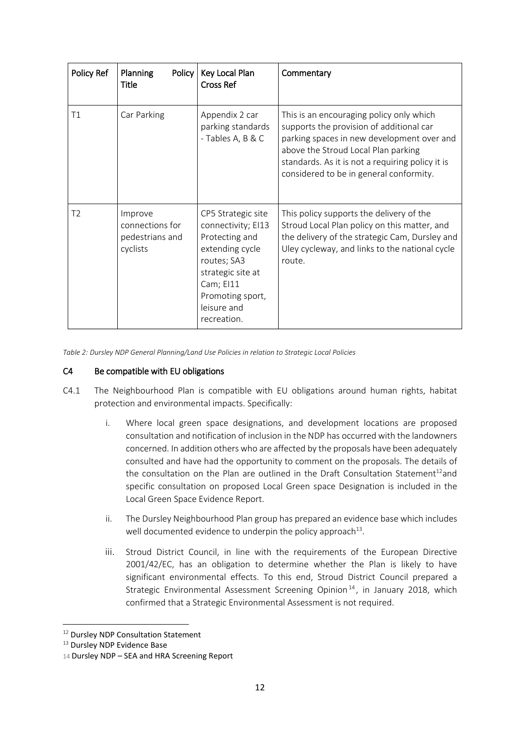| Policy Ref | Planning Policy Title | Key Local Plan Cross Ref | Commentary |
| --- | --- | --- | --- |
| T1 | Car Parking | Appendix 2 car parking standards - Tables A, B & C | This is an encouraging policy only which supports the provision of additional car parking spaces in new development over and above the Stroud Local Plan parking standards. As it is not a requiring policy it is considered to be in general conformity. |
| T2 | Improve connections for pedestrians and cyclists | CP5 Strategic site connectivity; EI13 Protecting and extending cycle routes; SA3 strategic site at Cam; EI11 Promoting sport, leisure and recreation. | This policy supports the delivery of the Stroud Local Plan policy on this matter, and the delivery of the strategic Cam, Dursley and Uley cycleway, and links to the national cycle route. |

*Table 2: Dursley NDP General Planning/Land Use Policies in relation to Strategic Local Policies*

## C4 Be compatible with EU obligations

C4.1 The Neighbourhood Plan is compatible with EU obligations around human rights, habitat protection and environmental impacts. Specifically:

i. Where local green space designations, and development locations are proposed consultation and notification of inclusion in the NDP has occurred with the landowners concerned. In addition others who are affected by the proposals have been adequately consulted and have had the opportunity to comment on the proposals. The details of the consultation on the Plan are outlined in the Draft Consultation Statement[12]and specific consultation on proposed Local Green space Designation is included in the Local Green Space Evidence Report.

ii. The Dursley Neighbourhood Plan group has prepared an evidence base which includes well documented evidence to underpin the policy approach[13].

iii. Stroud District Council, in line with the requirements of the European Directive 2001/42/EC, has an obligation to determine whether the Plan is likely to have significant environmental effects. To this end, Stroud District Council prepared a Strategic Environmental Assessment Screening Opinion[14], in January 2018, which confirmed that a Strategic Environmental Assessment is not required.

[12] Dursley NDP Consultation Statement

[13] Dursley NDP Evidence Base

[14] Dursley NDP – SEA and HRA Screening Report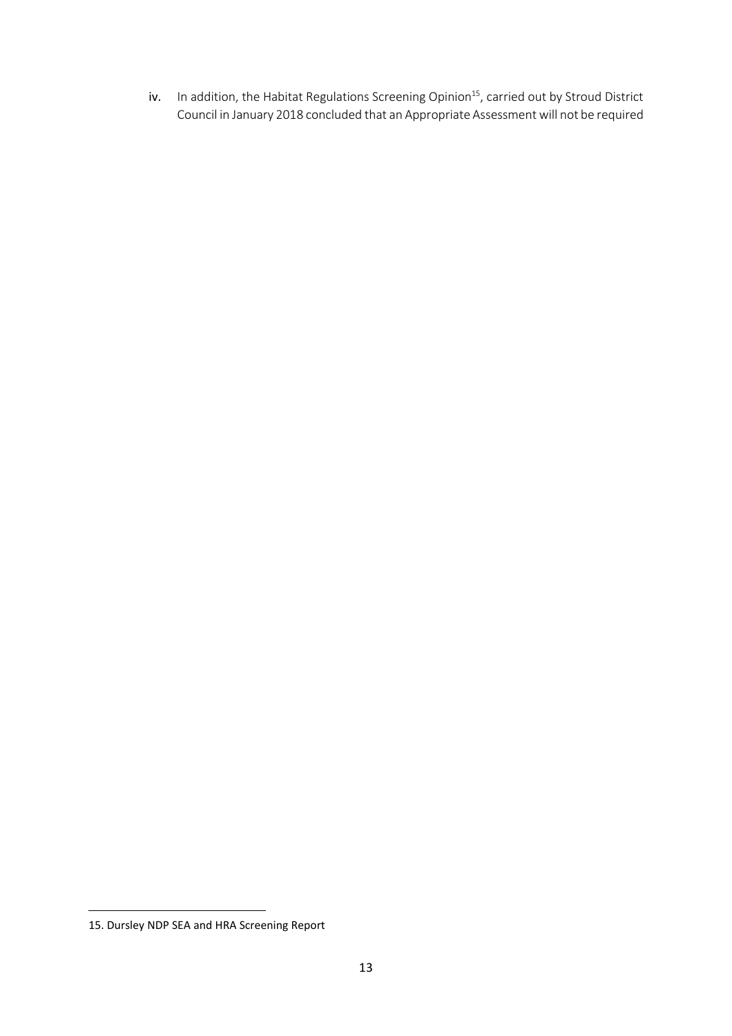iv. In addition, the Habitat Regulations Screening Opinion[15], carried out by Stroud District Council in January 2018 concluded that an Appropriate Assessment will not be required

15. Dursley NDP SEA and HRA Screening Report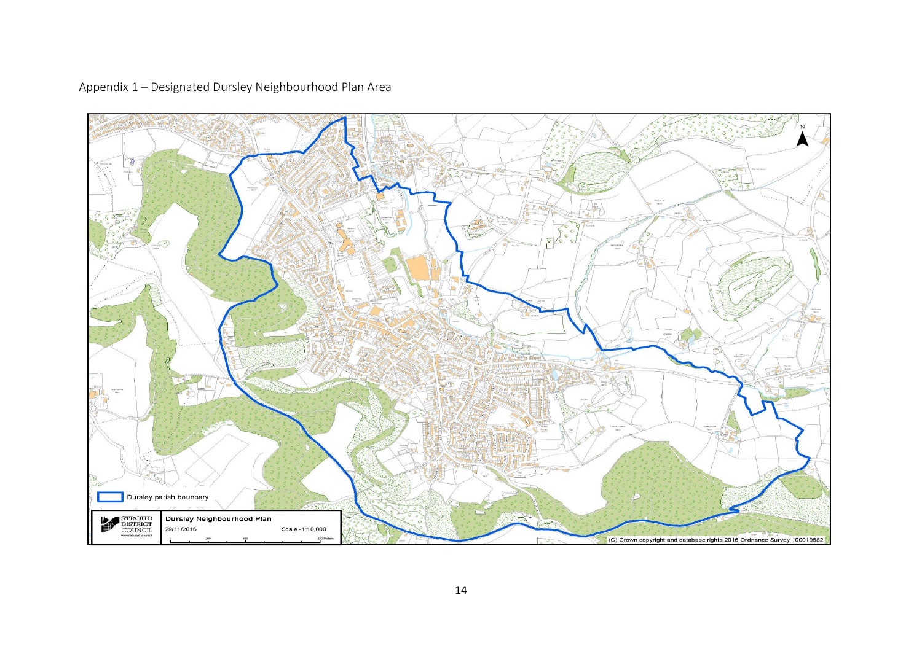Appendix 1 – Designated Dursley Neighbourhood Plan Area

Dursley parish bounbary

STROUD DISTRICT COUNCIL
www.stroud.gov.uk

Dursley Neighbourhood Plan
29/11/2016
Scale - 1:10,000

(C) Crown copyright and database rights 2016 Ordnance Survey 100019682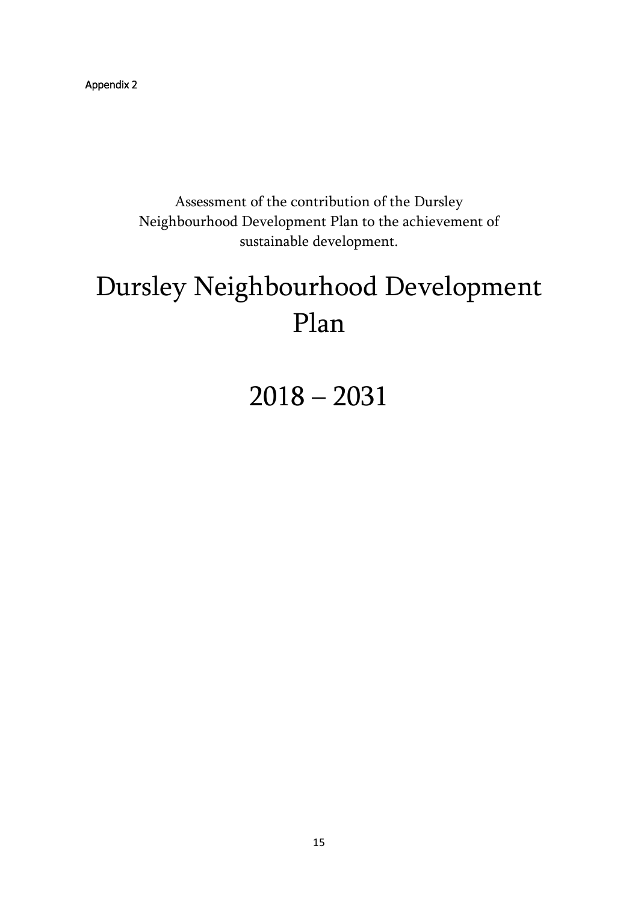Appendix 2

Assessment of the contribution of the Dursley Neighbourhood Development Plan to the achievement of sustainable development.

# Dursley Neighbourhood Development Plan

# 2018 – 2031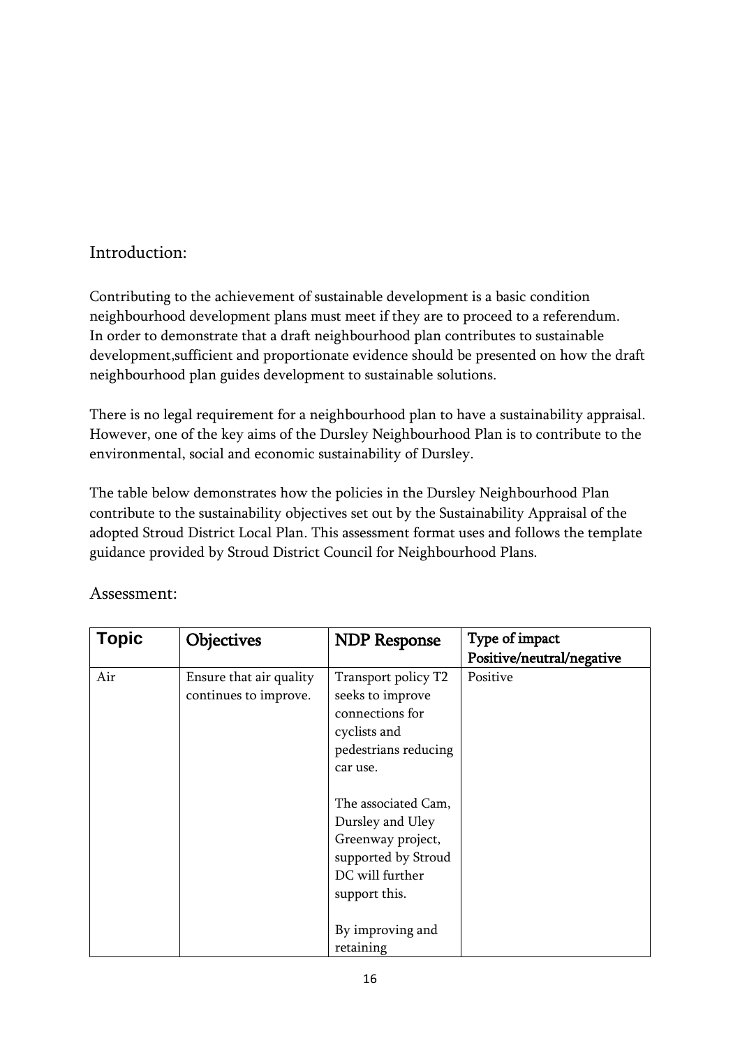## Introduction:

Contributing to the achievement of sustainable development is a basic condition neighbourhood development plans must meet if they are to proceed to a referendum. In order to demonstrate that a draft neighbourhood plan contributes to sustainable development,sufficient and proportionate evidence should be presented on how the draft neighbourhood plan guides development to sustainable solutions.

There is no legal requirement for a neighbourhood plan to have a sustainability appraisal. However, one of the key aims of the Dursley Neighbourhood Plan is to contribute to the environmental, social and economic sustainability of Dursley.

The table below demonstrates how the policies in the Dursley Neighbourhood Plan contribute to the sustainability objectives set out by the Sustainability Appraisal of the adopted Stroud District Local Plan. This assessment format uses and follows the template guidance provided by Stroud District Council for Neighbourhood Plans.

## Assessment:

| Topic | Objectives | NDP Response | Type of impact Positive/neutral/negative |
|---|---|---|---|
| Air | Ensure that air quality continues to improve. | Transport policy T2 seeks to improve connections for cyclists and pedestrians reducing car use.<br><br>The associated Cam, Dursley and Uley Greenway project, supported by Stroud DC will further support this.<br><br>By improving and retaining | Positive |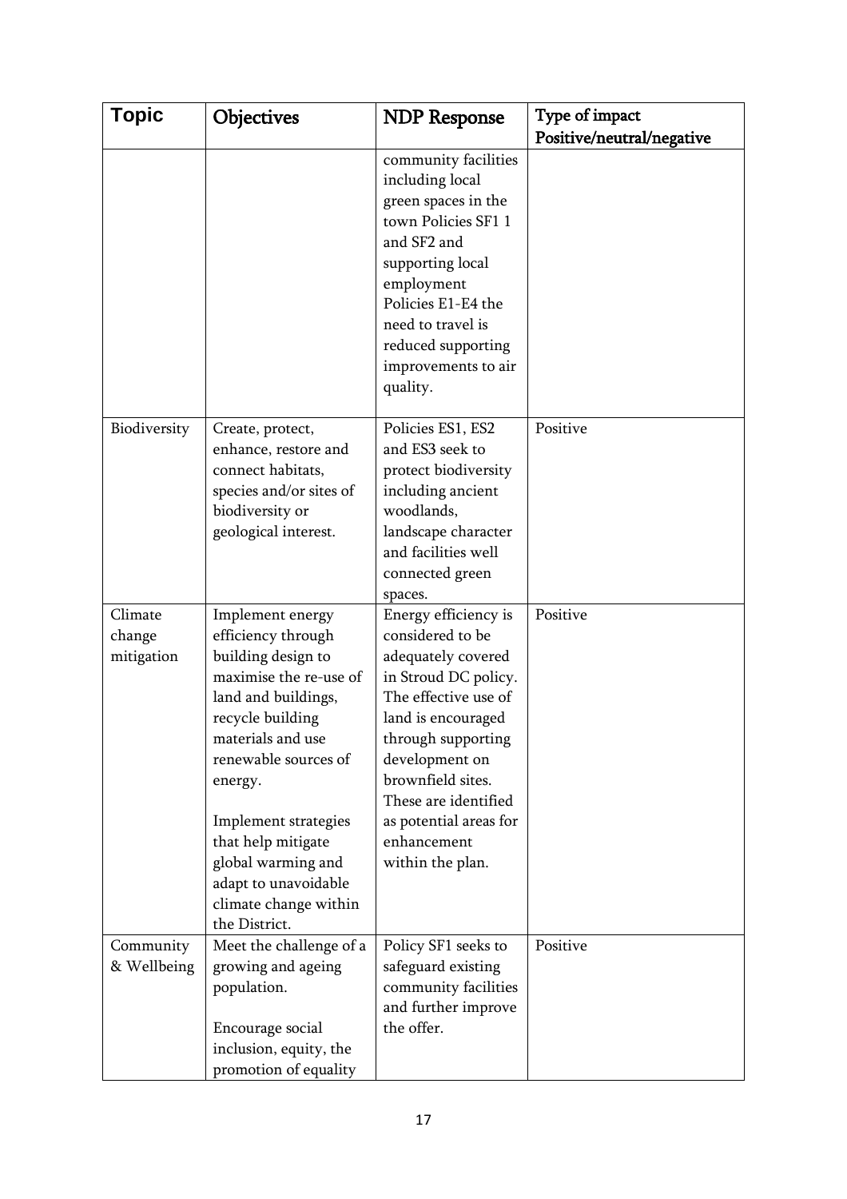| Topic | Objectives | NDP Response | Type of impact Positive/neutral/negative |
|---|---|---|---|
| | | community facilities including local green spaces in the town Policies SF1 1 and SF2 and supporting local employment Policies E1-E4 the need to travel is reduced supporting improvements to air quality. | |
| Biodiversity | Create, protect, enhance, restore and connect habitats, species and/or sites of biodiversity or geological interest. | Policies ES1, ES2 and ES3 seek to protect biodiversity including ancient woodlands, landscape character and facilities well connected green spaces. | Positive |
| Climate change mitigation | Implement energy efficiency through building design to maximise the re-use of land and buildings, recycle building materials and use renewable sources of energy.<br><br>Implement strategies that help mitigate global warming and adapt to unavoidable climate change within the District. | Energy efficiency is considered to be adequately covered in Stroud DC policy. The effective use of land is encouraged through supporting development on brownfield sites. These are identified as potential areas for enhancement within the plan. | Positive |
| Community & Wellbeing | Meet the challenge of a growing and ageing population.<br><br>Encourage social inclusion, equity, the promotion of equality | Policy SF1 seeks to safeguard existing community facilities and further improve the offer. | Positive |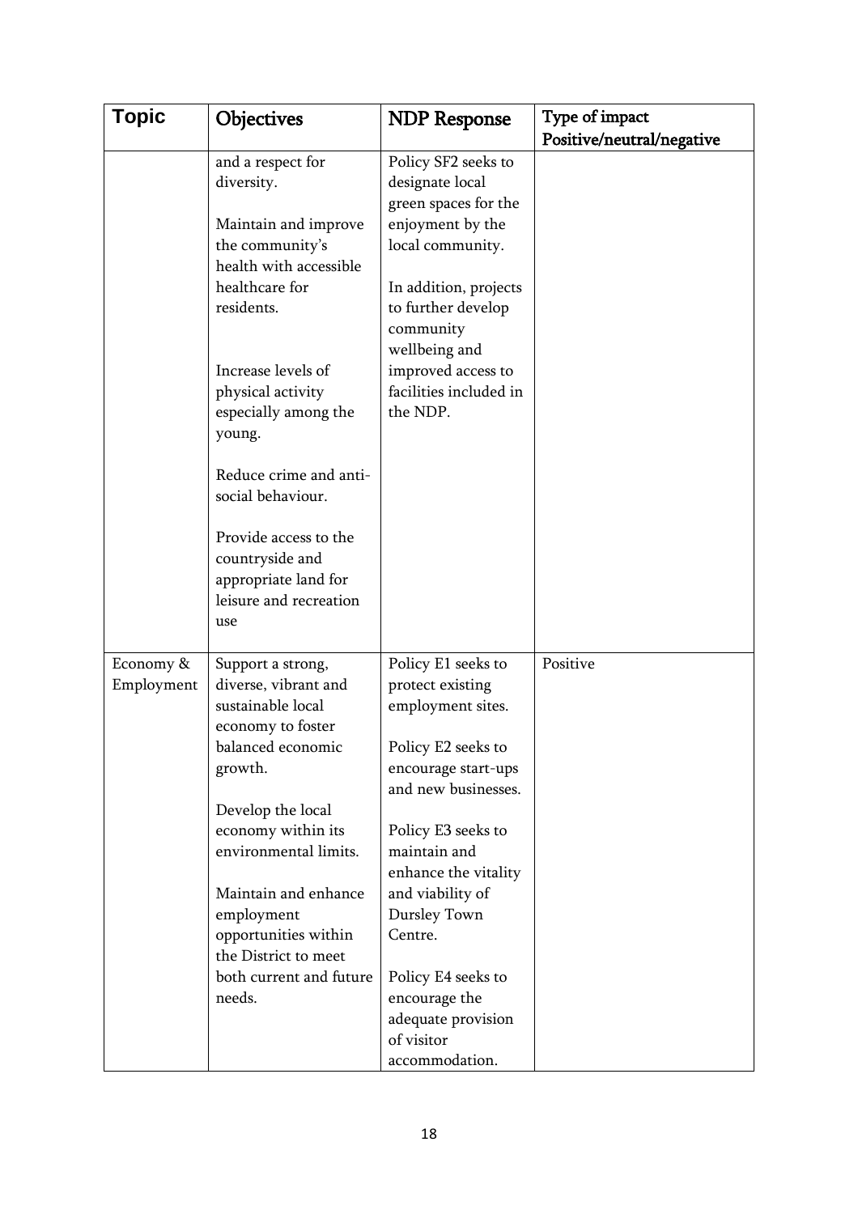| Topic | Objectives | NDP Response | Type of impact Positive/neutral/negative |
|---|---|---|---|
| | and a respect for diversity.<br><br>Maintain and improve the community's health with accessible healthcare for residents.<br><br>Increase levels of physical activity especially among the young.<br><br>Reduce crime and anti-social behaviour.<br><br>Provide access to the countryside and appropriate land for leisure and recreation use | Policy SF2 seeks to designate local green spaces for the enjoyment by the local community.<br><br>In addition, projects to further develop community wellbeing and improved access to facilities included in the NDP. | |
| Economy & Employment | Support a strong, diverse, vibrant and sustainable local economy to foster balanced economic growth.<br><br>Develop the local economy within its environmental limits.<br><br>Maintain and enhance employment opportunities within the District to meet both current and future needs. | Policy E1 seeks to protect existing employment sites.<br><br>Policy E2 seeks to encourage start-ups and new businesses.<br><br>Policy E3 seeks to maintain and enhance the vitality and viability of Dursley Town Centre.<br><br>Policy E4 seeks to encourage the adequate provision of visitor accommodation. | Positive |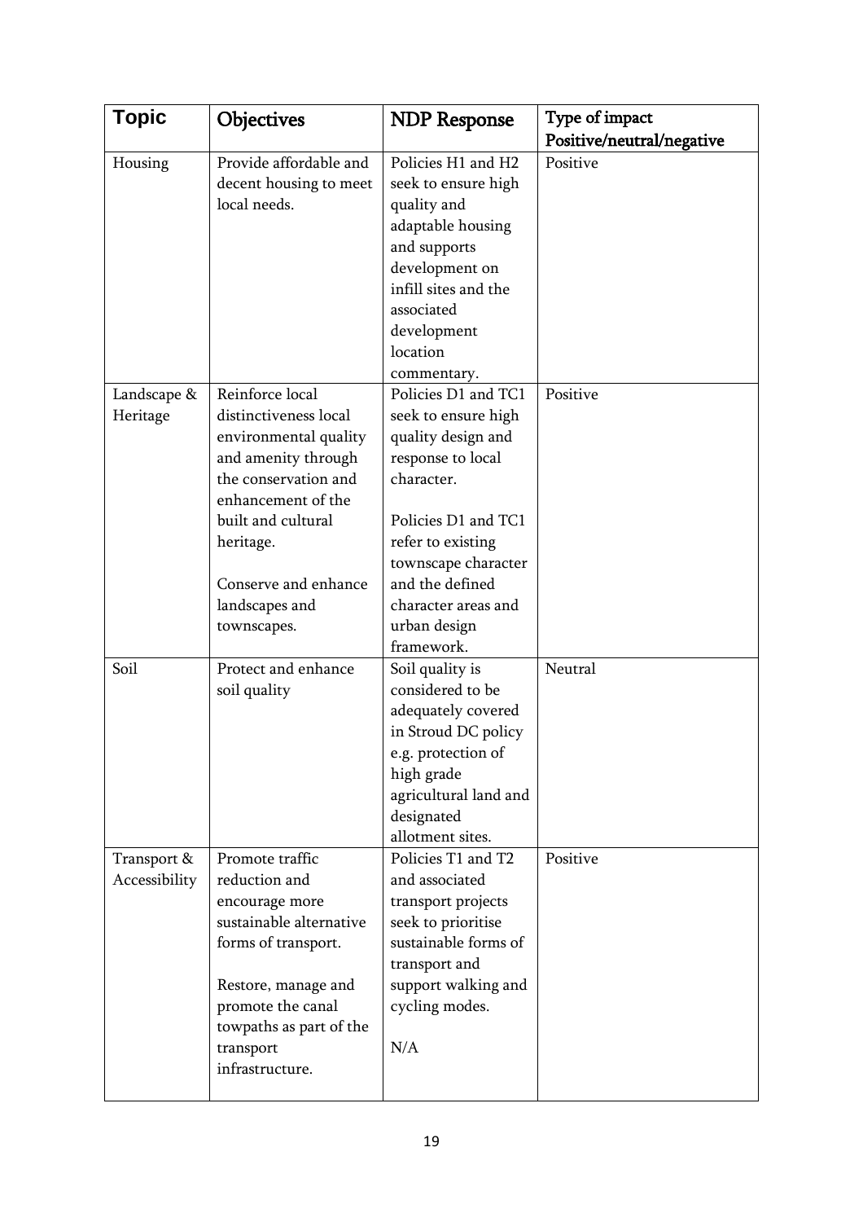| Topic | Objectives | NDP Response | Type of impact Positive/neutral/negative |
|---|---|---|---|
| Housing | Provide affordable and decent housing to meet local needs. | Policies H1 and H2 seek to ensure high quality and adaptable housing and supports development on infill sites and the associated development location commentary. | Positive |
| Landscape & Heritage | Reinforce local distinctiveness local environmental quality and amenity through the conservation and enhancement of the built and cultural heritage.<br><br>Conserve and enhance landscapes and townscapes. | Policies D1 and TC1 seek to ensure high quality design and response to local character.<br><br>Policies D1 and TC1 refer to existing townscape character and the defined character areas and urban design framework. | Positive |
| Soil | Protect and enhance soil quality | Soil quality is considered to be adequately covered in Stroud DC policy e.g. protection of high grade agricultural land and designated allotment sites. | Neutral |
| Transport & Accessibility | Promote traffic reduction and encourage more sustainable alternative forms of transport.<br><br>Restore, manage and promote the canal towpaths as part of the transport infrastructure. | Policies T1 and T2 and associated transport projects seek to prioritise sustainable forms of transport and support walking and cycling modes.<br><br>N/A | Positive |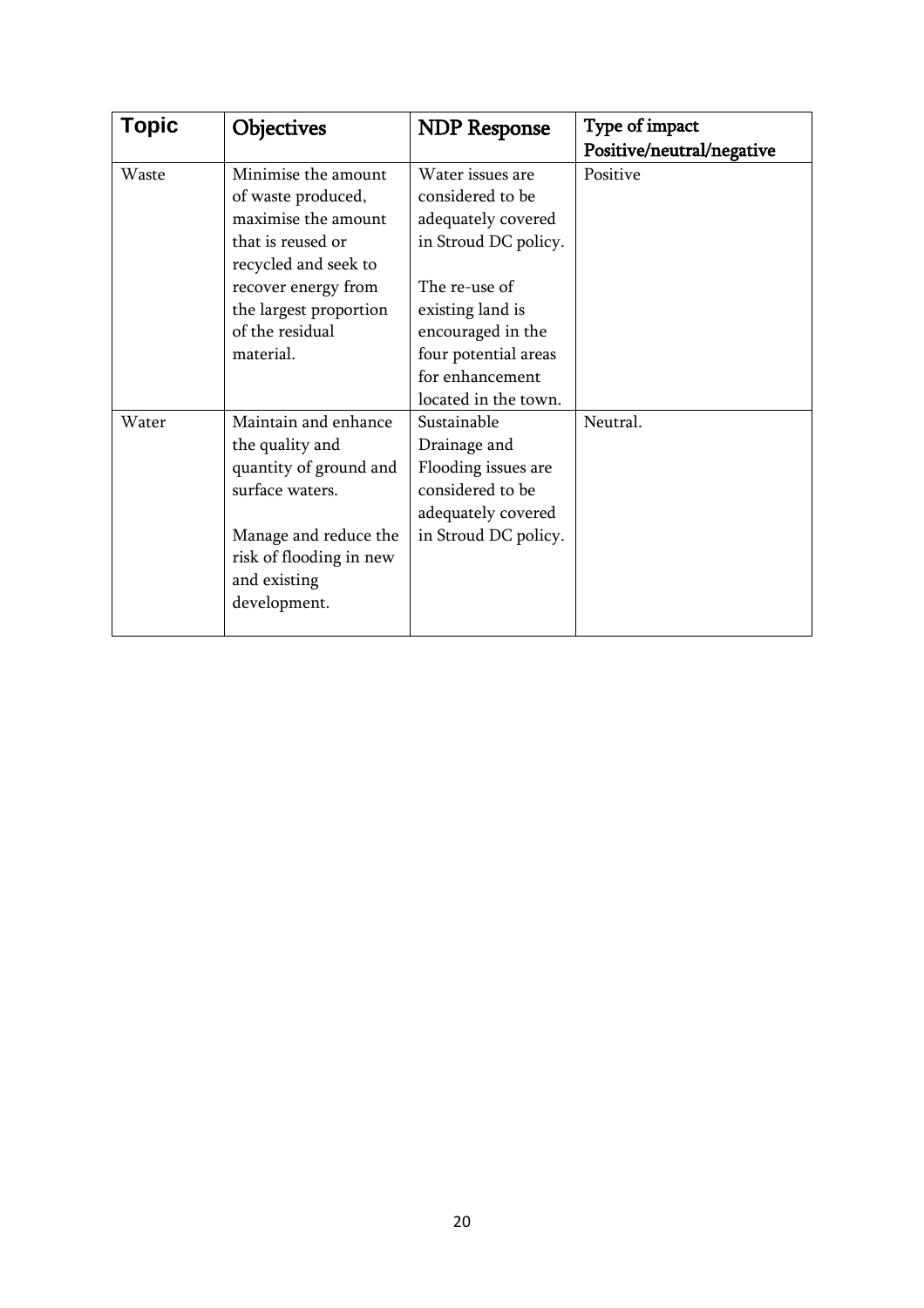| Topic | Objectives | NDP Response | Type of impact Positive/neutral/negative |
|---|---|---|---|
| Waste | Minimise the amount of waste produced, maximise the amount that is reused or recycled and seek to recover energy from the largest proportion of the residual material. | Water issues are considered to be adequately covered in Stroud DC policy.<br><br>The re-use of existing land is encouraged in the four potential areas for enhancement located in the town. | Positive |
| Water | Maintain and enhance the quality and quantity of ground and surface waters.<br><br>Manage and reduce the risk of flooding in new and existing development. | Sustainable Drainage and Flooding issues are considered to be adequately covered in Stroud DC policy. | Neutral. |